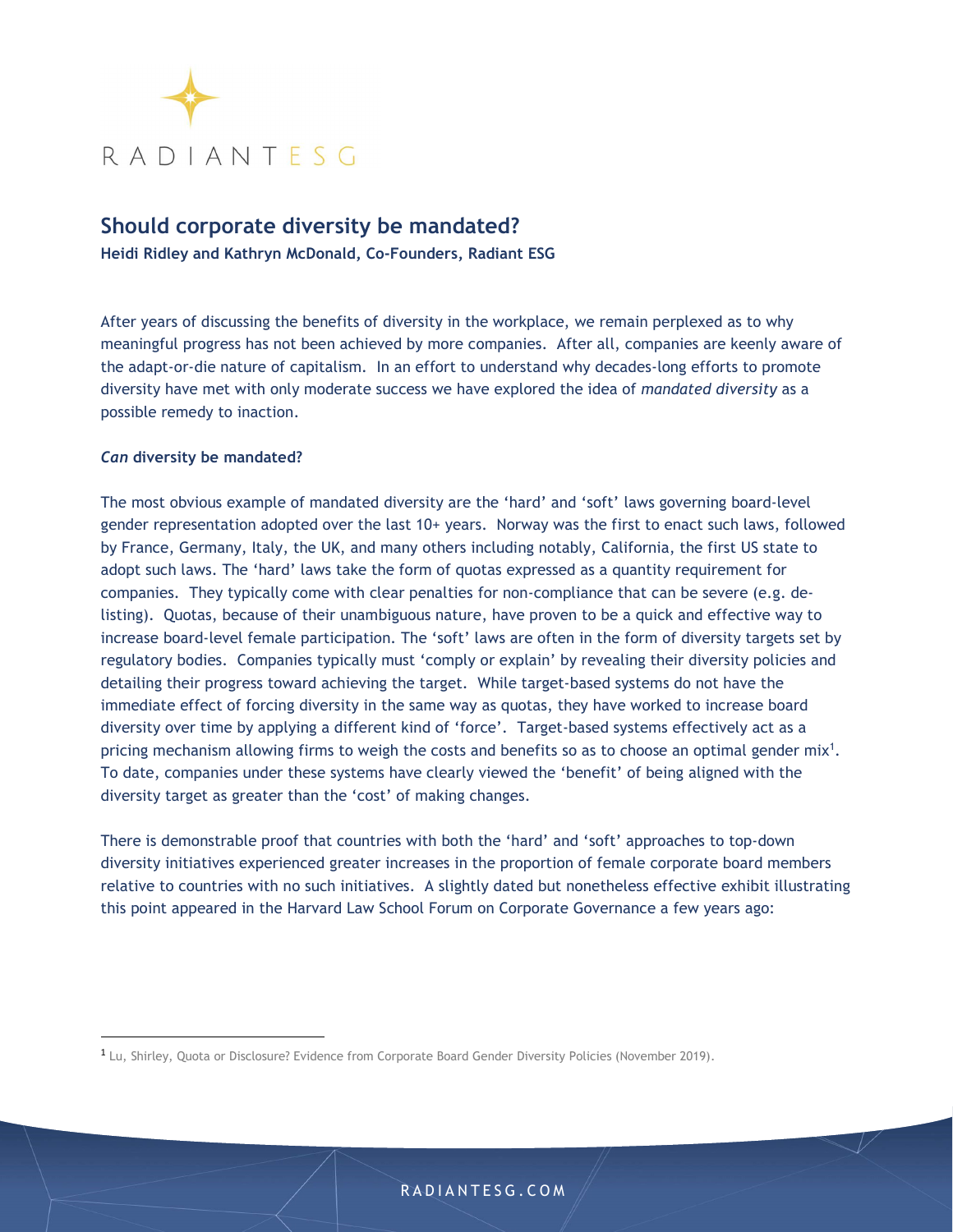RADIANT ESG

# Should corporate diversity be mandated?

**Heidi Ridley and Kathryn McDonald, Co-Founders, Radiant ESG**

After years of discussing the benefits of diversity in the workplace, we remain perplexed as to why meaningful progress has not been achieved by more companies. After all, companies are keenly aware of the adapt-or-die nature of capitalism. In an effort to understand why decades-long efforts to promote diversity have met with only moderate success we have explored the idea of *mandated diversity* as a possible remedy to inaction.

## ***Can*** **diversity be mandated?**

The most obvious example of mandated diversity are the 'hard' and 'soft' laws governing board-level gender representation adopted over the last 10+ years. Norway was the first to enact such laws, followed by France, Germany, Italy, the UK, and many others including notably, California, the first US state to adopt such laws. The 'hard' laws take the form of quotas expressed as a quantity requirement for companies. They typically come with clear penalties for non-compliance that can be severe (e.g. de-listing). Quotas, because of their unambiguous nature, have proven to be a quick and effective way to increase board-level female participation. The 'soft' laws are often in the form of diversity targets set by regulatory bodies. Companies typically must 'comply or explain' by revealing their diversity policies and detailing their progress toward achieving the target. While target-based systems do not have the immediate effect of forcing diversity in the same way as quotas, they have worked to increase board diversity over time by applying a different kind of 'force'. Target-based systems effectively act as a pricing mechanism allowing firms to weigh the costs and benefits so as to choose an optimal gender mix[1]. To date, companies under these systems have clearly viewed the 'benefit' of being aligned with the diversity target as greater than the 'cost' of making changes.

There is demonstrable proof that countries with both the 'hard' and 'soft' approaches to top-down diversity initiatives experienced greater increases in the proportion of female corporate board members relative to countries with no such initiatives. A slightly dated but nonetheless effective exhibit illustrating this point appeared in the Harvard Law School Forum on Corporate Governance a few years ago:

---

[1] Lu, Shirley, Quota or Disclosure? Evidence from Corporate Board Gender Diversity Policies (November 2019).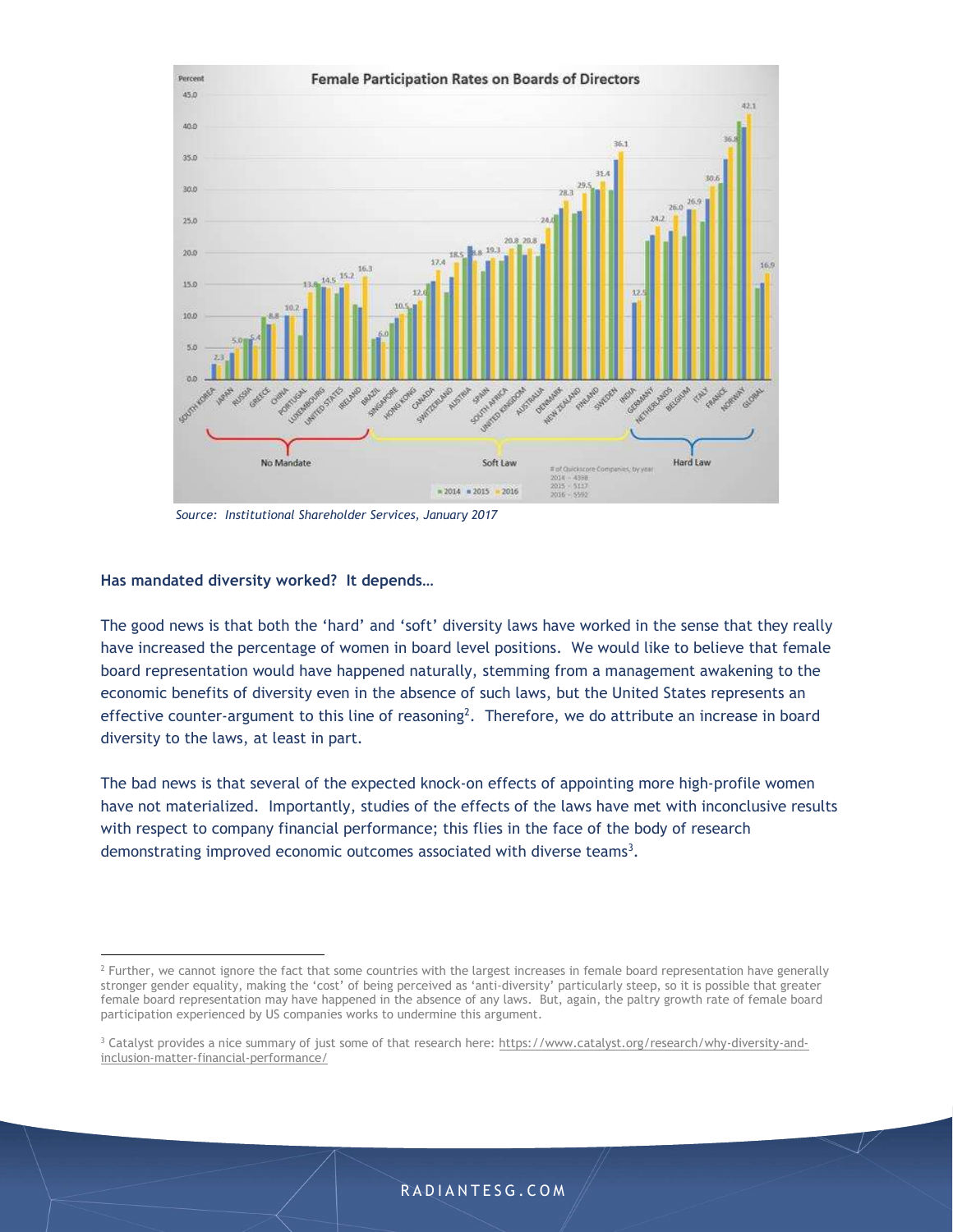Source: Institutional Shareholder Services, January 2017

**Has mandated diversity worked? It depends…**

The good news is that both the 'hard' and 'soft' diversity laws have worked in the sense that they really have increased the percentage of women in board level positions. We would like to believe that female board representation would have happened naturally, stemming from a management awakening to the economic benefits of diversity even in the absence of such laws, but the United States represents an effective counter-argument to this line of reasoning[2]. Therefore, we do attribute an increase in board diversity to the laws, at least in part.

The bad news is that several of the expected knock-on effects of appointing more high-profile women have not materialized. Importantly, studies of the effects of the laws have met with inconclusive results with respect to company financial performance; this flies in the face of the body of research demonstrating improved economic outcomes associated with diverse teams[3].

---

[2] Further, we cannot ignore the fact that some countries with the largest increases in female board representation have generally stronger gender equality, making the 'cost' of being perceived as 'anti-diversity' particularly steep, so it is possible that greater female board representation may have happened in the absence of any laws. But, again, the paltry growth rate of female board participation experienced by US companies works to undermine this argument.

[3] Catalyst provides a nice summary of just some of that research here: https://www.catalyst.org/research/why-diversity-and-inclusion-matter-financial-performance/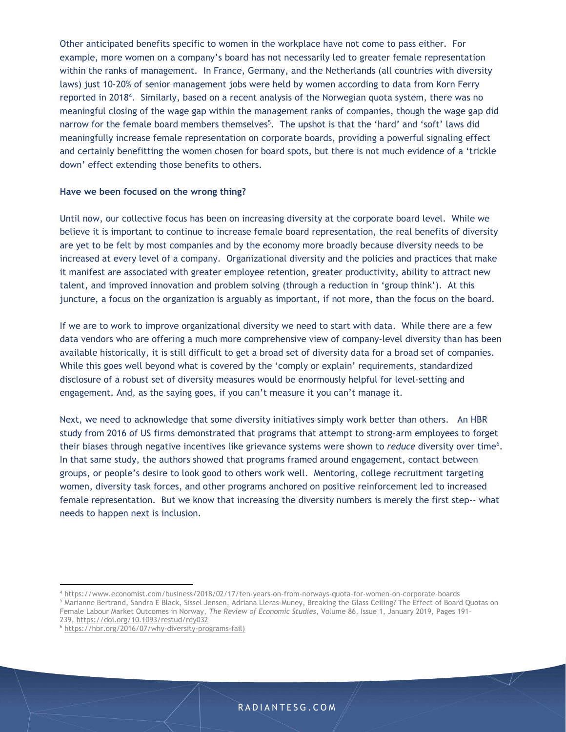Other anticipated benefits specific to women in the workplace have not come to pass either. For example, more women on a company's board has not necessarily led to greater female representation within the ranks of management. In France, Germany, and the Netherlands (all countries with diversity laws) just 10-20% of senior management jobs were held by women according to data from Korn Ferry reported in 2018[4]. Similarly, based on a recent analysis of the Norwegian quota system, there was no meaningful closing of the wage gap within the management ranks of companies, though the wage gap did narrow for the female board members themselves[5]. The upshot is that the 'hard' and 'soft' laws did meaningfully increase female representation on corporate boards, providing a powerful signaling effect and certainly benefitting the women chosen for board spots, but there is not much evidence of a 'trickle down' effect extending those benefits to others.

**Have we been focused on the wrong thing?**

Until now, our collective focus has been on increasing diversity at the corporate board level. While we believe it is important to continue to increase female board representation, the real benefits of diversity are yet to be felt by most companies and by the economy more broadly because diversity needs to be increased at every level of a company. Organizational diversity and the policies and practices that make it manifest are associated with greater employee retention, greater productivity, ability to attract new talent, and improved innovation and problem solving (through a reduction in 'group think'). At this juncture, a focus on the organization is arguably as important, if not more, than the focus on the board.

If we are to work to improve organizational diversity we need to start with data. While there are a few data vendors who are offering a much more comprehensive view of company-level diversity than has been available historically, it is still difficult to get a broad set of diversity data for a broad set of companies. While this goes well beyond what is covered by the 'comply or explain' requirements, standardized disclosure of a robust set of diversity measures would be enormously helpful for level-setting and engagement. And, as the saying goes, if you can't measure it you can't manage it.

Next, we need to acknowledge that some diversity initiatives simply work better than others. An HBR study from 2016 of US firms demonstrated that programs that attempt to strong-arm employees to forget their biases through negative incentives like grievance systems were shown to *reduce* diversity over time[6]. In that same study, the authors showed that programs framed around engagement, contact between groups, or people's desire to look good to others work well. Mentoring, college recruitment targeting women, diversity task forces, and other programs anchored on positive reinforcement led to increased female representation. But we know that increasing the diversity numbers is merely the first step-- what needs to happen next is inclusion.

---

[4] https://www.economist.com/business/2018/02/17/ten-years-on-from-norways-quota-for-women-on-corporate-boards

[5] Marianne Bertrand, Sandra E Black, Sissel Jensen, Adriana Lleras-Muney, Breaking the Glass Ceiling? The Effect of Board Quotas on Female Labour Market Outcomes in Norway, *The Review of Economic Studies*, Volume 86, Issue 1, January 2019, Pages 191–239, https://doi.org/10.1093/restud/rdy032

[6] https://hbr.org/2016/07/why-diversity-programs-fail)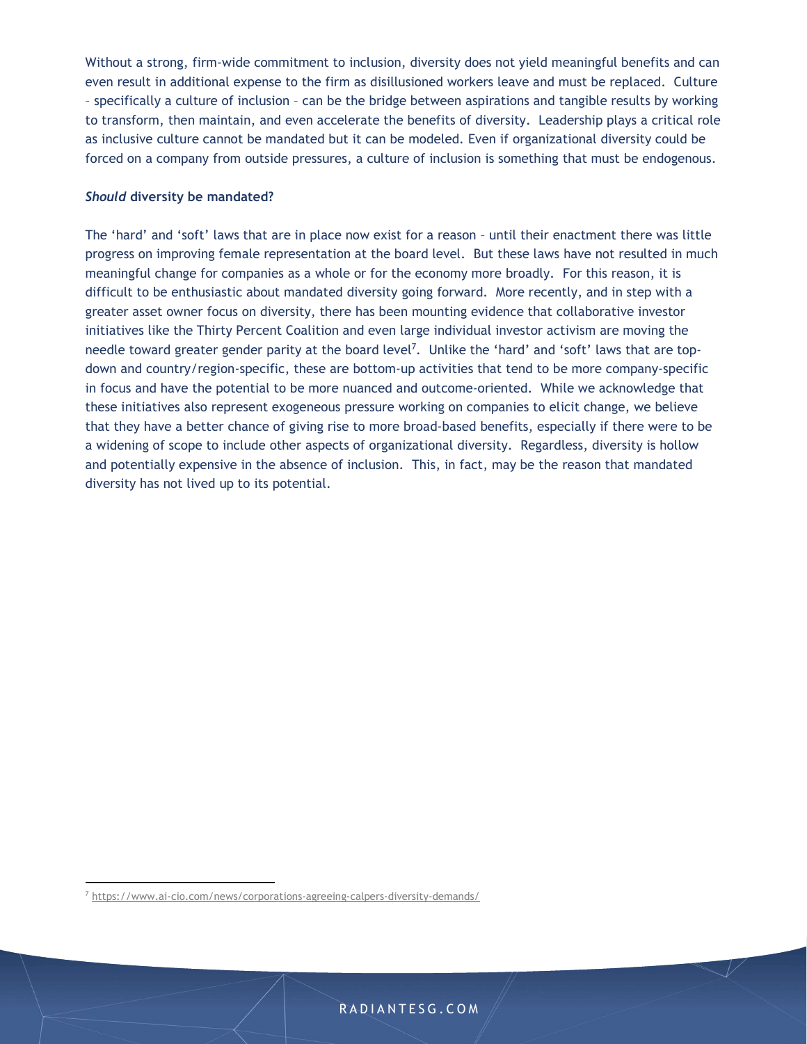Without a strong, firm-wide commitment to inclusion, diversity does not yield meaningful benefits and can even result in additional expense to the firm as disillusioned workers leave and must be replaced. Culture – specifically a culture of inclusion – can be the bridge between aspirations and tangible results by working to transform, then maintain, and even accelerate the benefits of diversity. Leadership plays a critical role as inclusive culture cannot be mandated but it can be modeled. Even if organizational diversity could be forced on a company from outside pressures, a culture of inclusion is something that must be endogenous.

***Should*** **diversity be mandated?**

The 'hard' and 'soft' laws that are in place now exist for a reason – until their enactment there was little progress on improving female representation at the board level. But these laws have not resulted in much meaningful change for companies as a whole or for the economy more broadly. For this reason, it is difficult to be enthusiastic about mandated diversity going forward. More recently, and in step with a greater asset owner focus on diversity, there has been mounting evidence that collaborative investor initiatives like the Thirty Percent Coalition and even large individual investor activism are moving the needle toward greater gender parity at the board level[7]. Unlike the 'hard' and 'soft' laws that are top-down and country/region-specific, these are bottom-up activities that tend to be more company-specific in focus and have the potential to be more nuanced and outcome-oriented. While we acknowledge that these initiatives also represent exogeneous pressure working on companies to elicit change, we believe that they have a better chance of giving rise to more broad-based benefits, especially if there were to be a widening of scope to include other aspects of organizational diversity. Regardless, diversity is hollow and potentially expensive in the absence of inclusion. This, in fact, may be the reason that mandated diversity has not lived up to its potential.

---

[7] https://www.ai-cio.com/news/corporations-agreeing-calpers-diversity-demands/